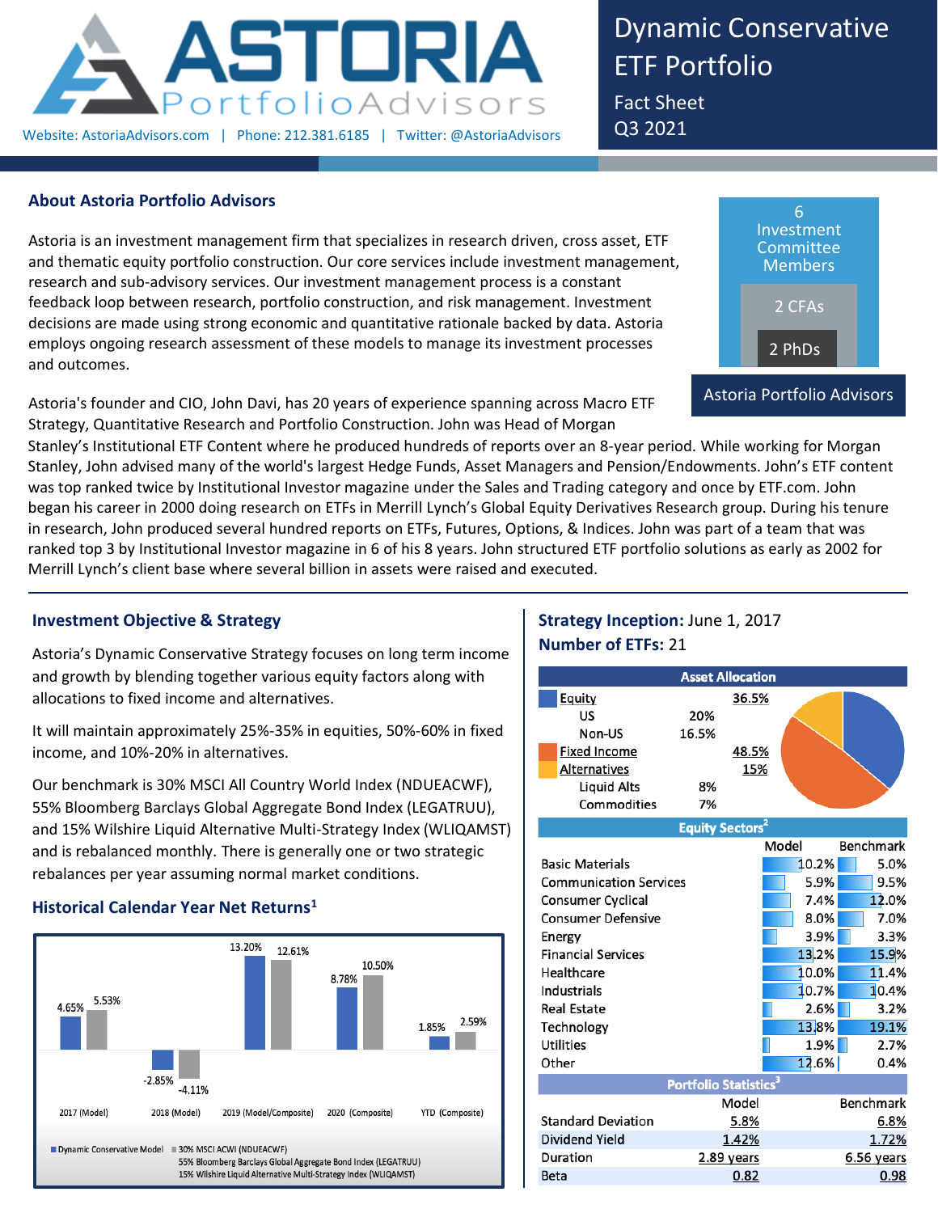# ASTORIA Portfolio Advisors

Website: AstoriaAdvisors.com | Phone: 212.381.6185 | Twitter: @AstoriaAdvisors

# Dynamic Conservative ETF Portfolio

Fact Sheet
Q3 2021

## About Astoria Portfolio Advisors

6 Investment Committee Members
2 CFAs
2 PhDs
Astoria Portfolio Advisors

Astoria is an investment management firm that specializes in research driven, cross asset, ETF and thematic equity portfolio construction. Our core services include investment management, research and sub-advisory services. Our investment management process is a constant feedback loop between research, portfolio construction, and risk management. Investment decisions are made using strong economic and quantitative rationale backed by data. Astoria employs ongoing research assessment of these models to manage its investment processes and outcomes.

Astoria's founder and CIO, John Davi, has 20 years of experience spanning across Macro ETF Strategy, Quantitative Research and Portfolio Construction. John was Head of Morgan Stanley's Institutional ETF Content where he produced hundreds of reports over an 8-year period. While working for Morgan Stanley, John advised many of the world's largest Hedge Funds, Asset Managers and Pension/Endowments. John's ETF content was top ranked twice by Institutional Investor magazine under the Sales and Trading category and once by ETF.com. John began his career in 2000 doing research on ETFs in Merrill Lynch's Global Equity Derivatives Research group. During his tenure in research, John produced several hundred reports on ETFs, Futures, Options, & Indices. John was part of a team that was ranked top 3 by Institutional Investor magazine in 6 of his 8 years. John structured ETF portfolio solutions as early as 2002 for Merrill Lynch's client base where several billion in assets were raised and executed.

## Investment Objective & Strategy

Astoria's Dynamic Conservative Strategy focuses on long term income and growth by blending together various equity factors along with allocations to fixed income and alternatives.

It will maintain approximately 25%-35% in equities, 50%-60% in fixed income, and 10%-20% in alternatives.

Our benchmark is 30% MSCI All Country World Index (NDUEACWF), 55% Bloomberg Barclays Global Aggregate Bond Index (LEGATRUU), and 15% Wilshire Liquid Alternative Multi-Strategy Index (WLIQAMST) and is rebalanced monthly. There is generally one or two strategic rebalances per year assuming normal market conditions.

## Historical Calendar Year Net Returns[1]

| | Dynamic Conservative Model | 30% MSCI ACWI (NDUEACWF) 55% Bloomberg Barclays Global Aggregate Bond Index (LEGATRUU) 15% Wilshire Liquid Alternative Multi-Strategy Index (WLIQAMST) |
|---|---|---|
| 2017 (Model) | 4.65% | 5.53% |
| 2018 (Model) | -2.85% | -4.11% |
| 2019 (Model/Composite) | 13.20% | 12.61% |
| 2020 (Composite) | 8.78% | 10.50% |
| YTD (Composite) | 1.85% | 2.59% |

**Strategy Inception:** June 1, 2017
**Number of ETFs:** 21

### Asset Allocation

| Asset Allocation | | |
|---|---|---|
| Equity | | 36.5% |
| US | 20% | |
| Non-US | 16.5% | |
| Fixed Income | | 48.5% |
| Alternatives | | 15% |
| Liquid Alts | 8% | |
| Commodities | 7% | |

### Equity Sectors[2]

| | Model | Benchmark |
|---|---|---|
| Basic Materials | 10.2% | 5.0% |
| Communication Services | 5.9% | 9.5% |
| Consumer Cyclical | 7.4% | 12.0% |
| Consumer Defensive | 8.0% | 7.0% |
| Energy | 3.9% | 3.3% |
| Financial Services | 13.2% | 15.9% |
| Healthcare | 10.0% | 11.4% |
| Industrials | 10.7% | 10.4% |
| Real Estate | 2.6% | 3.2% |
| Technology | 13.8% | 19.1% |
| Utilities | 1.9% | 2.7% |
| Other | 12.6% | 0.4% |

### Portfolio Statistics[3]

| | Model | Benchmark |
|---|---|---|
| Standard Deviation | 5.8% | 6.8% |
| Dividend Yield | 1.42% | 1.72% |
| Duration | 2.89 years | 6.56 years |
| Beta | 0.82 | 0.98 |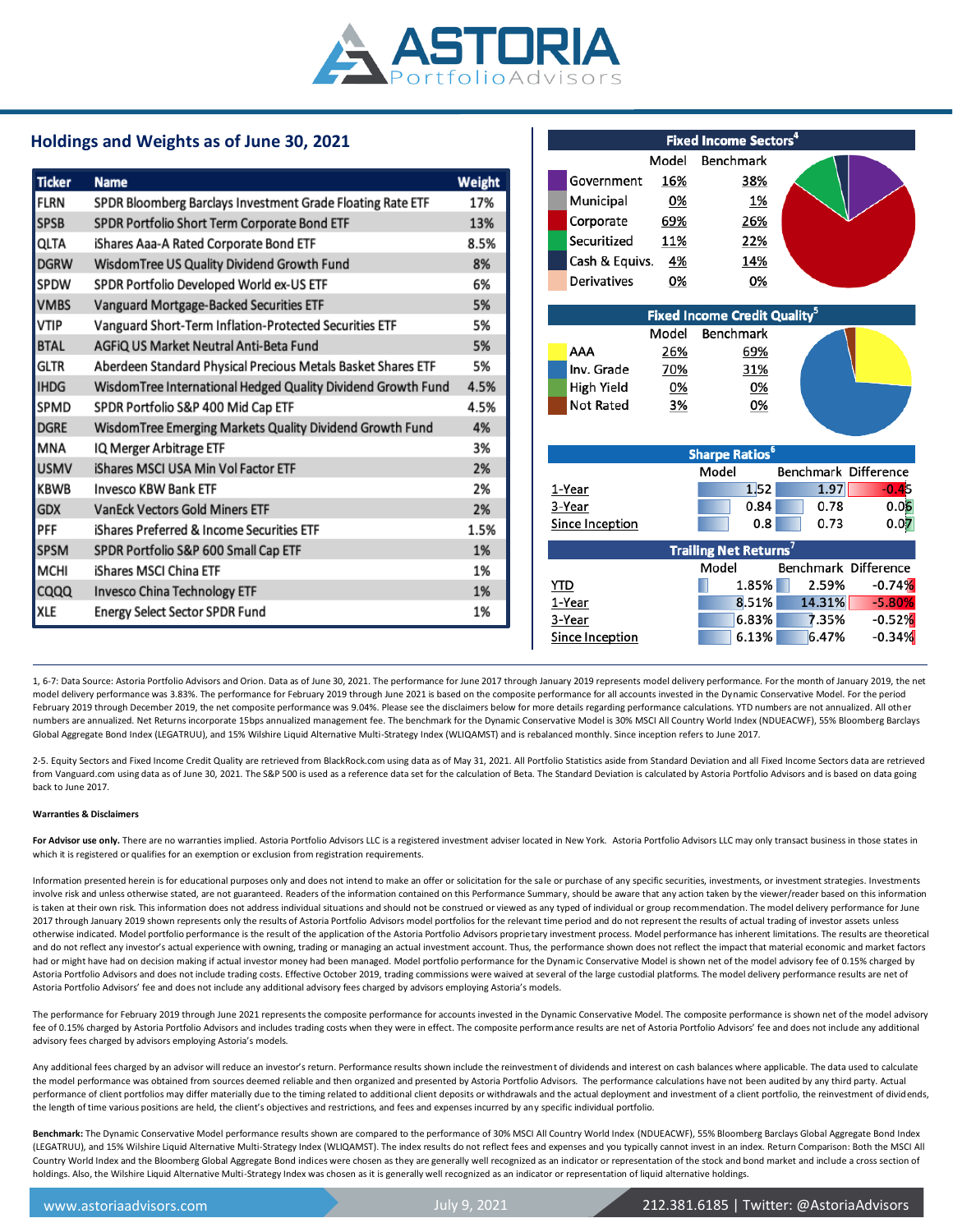## Holdings and Weights as of June 30, 2021

| Ticker | Name | Weight |
|---|---|---|
| FLRN | SPDR Bloomberg Barclays Investment Grade Floating Rate ETF | 17% |
| SPSB | SPDR Portfolio Short Term Corporate Bond ETF | 13% |
| QLTA | iShares Aaa-A Rated Corporate Bond ETF | 8.5% |
| DGRW | WisdomTree US Quality Dividend Growth Fund | 8% |
| SPDW | SPDR Portfolio Developed World ex-US ETF | 6% |
| VMBS | Vanguard Mortgage-Backed Securities ETF | 5% |
| VTIP | Vanguard Short-Term Inflation-Protected Securities ETF | 5% |
| BTAL | AGFiQ US Market Neutral Anti-Beta Fund | 5% |
| GLTR | Aberdeen Standard Physical Precious Metals Basket Shares ETF | 5% |
| IHDG | WisdomTree International Hedged Quality Dividend Growth Fund | 4.5% |
| SPMD | SPDR Portfolio S&P 400 Mid Cap ETF | 4.5% |
| DGRE | WisdomTree Emerging Markets Quality Dividend Growth Fund | 4% |
| MNA | IQ Merger Arbitrage ETF | 3% |
| USMV | iShares MSCI USA Min Vol Factor ETF | 2% |
| KBWB | Invesco KBW Bank ETF | 2% |
| GDX | VanEck Vectors Gold Miners ETF | 2% |
| PFF | iShares Preferred & Income Securities ETF | 1.5% |
| SPSM | SPDR Portfolio S&P 600 Small Cap ETF | 1% |
| MCHI | iShares MSCI China ETF | 1% |
| CQQQ | Invesco China Technology ETF | 1% |
| XLE | Energy Select Sector SPDR Fund | 1% |

### Fixed Income Sectors[4]

| | Model | Benchmark |
|---|---|---|
| Government | 16% | 38% |
| Municipal | 0% | 1% |
| Corporate | 69% | 26% |
| Securitized | 11% | 22% |
| Cash & Equivs. | 4% | 14% |
| Derivatives | 0% | 0% |

### Fixed Income Credit Quality[5]

| | Model | Benchmark |
|---|---|---|
| AAA | 26% | 69% |
| Inv. Grade | 70% | 31% |
| High Yield | 0% | 0% |
| Not Rated | 3% | 0% |

### Sharpe Ratios[6]

| | Model | Benchmark | Difference |
|---|---|---|---|
| 1-Year | 1.52 | 1.97 | -0.45 |
| 3-Year | 0.84 | 0.78 | 0.06 |
| Since Inception | 0.8 | 0.73 | 0.07 |

### Trailing Net Returns[7]

| | Model | Benchmark | Difference |
|---|---|---|---|
| YTD | 1.85% | 2.59% | -0.74% |
| 1-Year | 8.51% | 14.31% | -5.80% |
| 3-Year | 6.83% | 7.35% | -0.52% |
| Since Inception | 6.13% | 6.47% | -0.34% |

1, 6-7: Data Source: Astoria Portfolio Advisors and Orion. Data as of June 30, 2021. The performance for June 2017 through January 2019 represents model delivery performance. For the month of January 2019, the net model delivery performance was 3.83%. The performance for February 2019 through June 2021 is based on the composite performance for all accounts invested in the Dynamic Conservative Model. For the period February 2019 through December 2019, the net composite performance was 9.04%. Please see the disclaimers below for more details regarding performance calculations. YTD numbers are not annualized. All other numbers are annualized. Net Returns incorporate 15bps annualized management fee. The benchmark for the Dynamic Conservative Model is 30% MSCI All Country World Index (NDUEACWF), 55% Bloomberg Barclays Global Aggregate Bond Index (LEGATRUU), and 15% Wilshire Liquid Alternative Multi-Strategy Index (WLIQAMST) and is rebalanced monthly. Since inception refers to June 2017.

2-5. Equity Sectors and Fixed Income Credit Quality are retrieved from BlackRock.com using data as of May 31, 2021. All Portfolio Statistics aside from Standard Deviation and all Fixed Income Sectors data are retrieved from Vanguard.com using data as of June 30, 2021. The S&P 500 is used as a reference data set for the calculation of Beta. The Standard Deviation is calculated by Astoria Portfolio Advisors and is based on data going back to June 2017.

#### Warranties & Disclaimers

**For Advisor use only.** There are no warranties implied. Astoria Portfolio Advisors LLC is a registered investment adviser located in New York. Astoria Portfolio Advisors LLC may only transact business in those states in which it is registered or qualifies for an exemption or exclusion from registration requirements.

Information presented herein is for educational purposes only and does not intend to make an offer or solicitation for the sale or purchase of any specific securities, investments, or investment strategies. Investments involve risk and unless otherwise stated, are not guaranteed. Readers of the information contained on this Performance Summary, should be aware that any action taken by the viewer/reader based on this information is taken at their own risk. This information does not address individual situations and should not be construed or viewed as any typed of individual or group recommendation. The model delivery performance for June 2017 through January 2019 shown represents only the results of Astoria Portfolio Advisors model portfolios for the relevant time period and do not represent the results of actual trading of investor assets unless otherwise indicated. Model portfolio performance is the result of the application of the Astoria Portfolio Advisors proprietary investment process. Model performance has inherent limitations. The results are theoretical and do not reflect any investor's actual experience with owning, trading or managing an actual investment account. Thus, the performance shown does not reflect the impact that material economic and market factors had or might have had on decision making if actual investor money had been managed. Model portfolio performance for the Dynamic Conservative Model is shown net of the model advisory fee of 0.15% charged by Astoria Portfolio Advisors and does not include trading costs. Effective October 2019, trading commissions were waived at several of the large custodial platforms. The model delivery performance results are net of Astoria Portfolio Advisors' fee and does not include any additional advisory fees charged by advisors employing Astoria's models.

The performance for February 2019 through June 2021 represents the composite performance for accounts invested in the Dynamic Conservative Model. The composite performance is shown net of the model advisory fee of 0.15% charged by Astoria Portfolio Advisors and includes trading costs when they were in effect. The composite performance results are net of Astoria Portfolio Advisors' fee and does not include any additional advisory fees charged by advisors employing Astoria's models.

Any additional fees charged by an advisor will reduce an investor's return. Performance results shown include the reinvestment of dividends and interest on cash balances where applicable. The data used to calculate the model performance was obtained from sources deemed reliable and then organized and presented by Astoria Portfolio Advisors. The performance calculations have not been audited by any third party. Actual performance of client portfolios may differ materially due to the timing related to additional client deposits or withdrawals and the actual deployment and investment of a client portfolio, the reinvestment of dividends, the length of time various positions are held, the client's objectives and restrictions, and fees and expenses incurred by any specific individual portfolio.

**Benchmark:** The Dynamic Conservative Model performance results shown are compared to the performance of 30% MSCI All Country World Index (NDUEACWF), 55% Bloomberg Barclays Global Aggregate Bond Index (LEGATRUU), and 15% Wilshire Liquid Alternative Multi-Strategy Index (WLIQAMST). The index results do not reflect fees and expenses and you typically cannot invest in an index. Return Comparison: Both the MSCI All Country World Index and the Bloomberg Global Aggregate Bond indices were chosen as they are generally well recognized as an indicator or representation of the stock and bond market and include a cross section of holdings. Also, the Wilshire Liquid Alternative Multi-Strategy Index was chosen as it is generally well recognized as an indicator or representation of liquid alternative holdings.

www.astoriaadvisors.com | July 9, 2021 | 212.381.6185 | Twitter: @AstoriaAdvisors